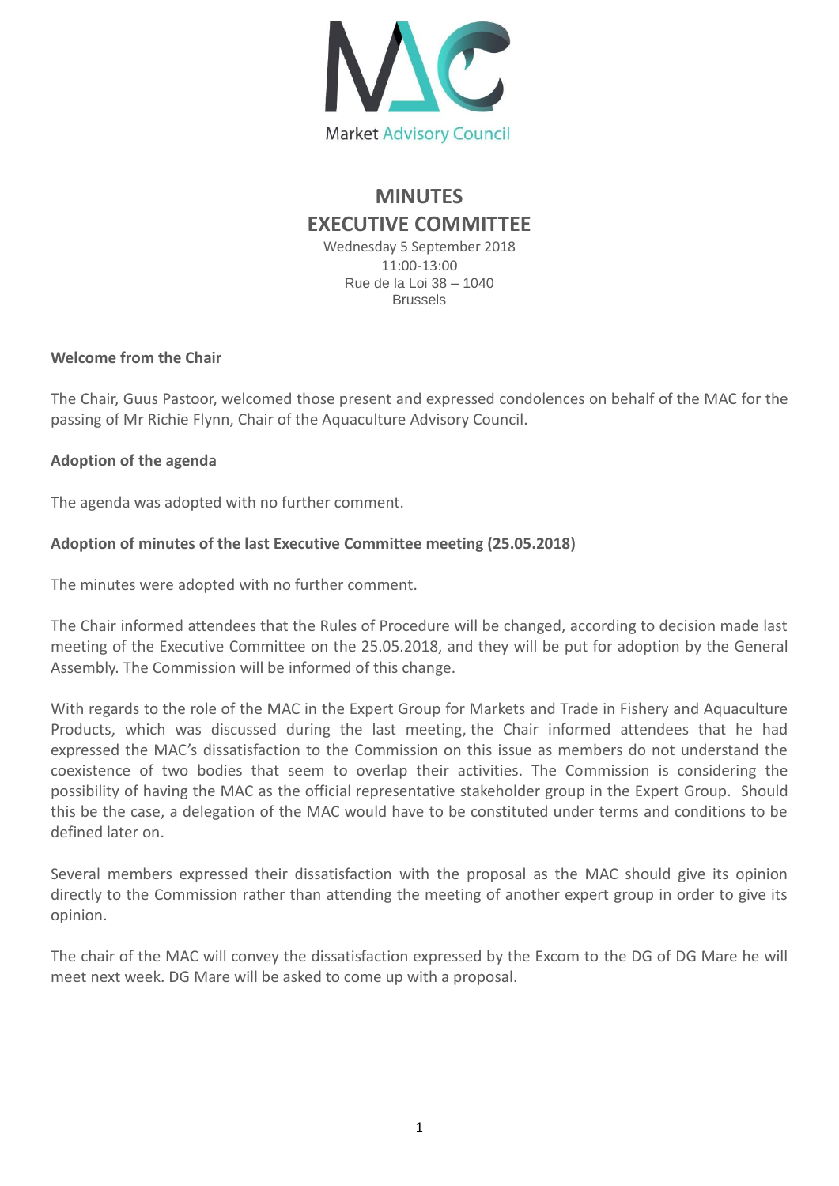Market Advisory Council

# MINUTES
# EXECUTIVE COMMITTEE

Wednesday 5 September 2018
11:00-13:00
Rue de la Loi 38 – 1040
Brussels

**Welcome from the Chair**

The Chair, Guus Pastoor, welcomed those present and expressed condolences on behalf of the MAC for the passing of Mr Richie Flynn, Chair of the Aquaculture Advisory Council.

**Adoption of the agenda**

The agenda was adopted with no further comment.

**Adoption of minutes of the last Executive Committee meeting (25.05.2018)**

The minutes were adopted with no further comment.

The Chair informed attendees that the Rules of Procedure will be changed, according to decision made last meeting of the Executive Committee on the 25.05.2018, and they will be put for adoption by the General Assembly. The Commission will be informed of this change.

With regards to the role of the MAC in the Expert Group for Markets and Trade in Fishery and Aquaculture Products, which was discussed during the last meeting, the Chair informed attendees that he had expressed the MAC's dissatisfaction to the Commission on this issue as members do not understand the coexistence of two bodies that seem to overlap their activities. The Commission is considering the possibility of having the MAC as the official representative stakeholder group in the Expert Group. Should this be the case, a delegation of the MAC would have to be constituted under terms and conditions to be defined later on.

Several members expressed their dissatisfaction with the proposal as the MAC should give its opinion directly to the Commission rather than attending the meeting of another expert group in order to give its opinion.

The chair of the MAC will convey the dissatisfaction expressed by the Excom to the DG of DG Mare he will meet next week. DG Mare will be asked to come up with a proposal.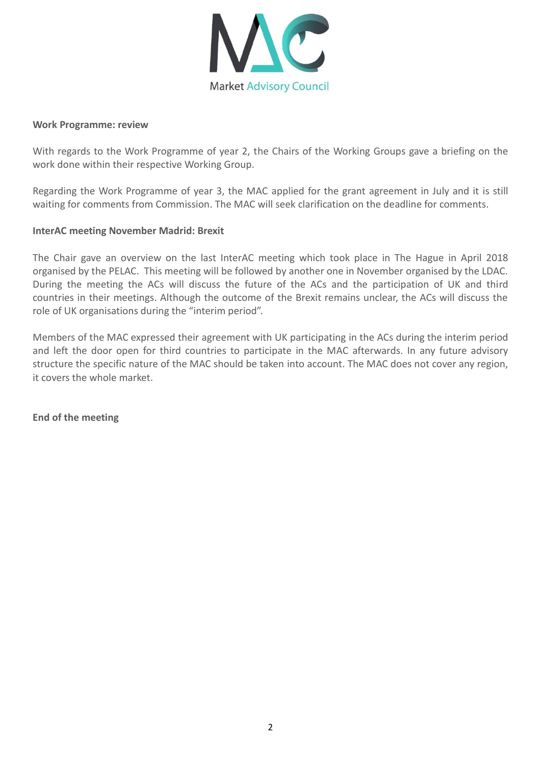**Work Programme: review**

With regards to the Work Programme of year 2, the Chairs of the Working Groups gave a briefing on the work done within their respective Working Group.

Regarding the Work Programme of year 3, the MAC applied for the grant agreement in July and it is still waiting for comments from Commission. The MAC will seek clarification on the deadline for comments.

**InterAC meeting November Madrid: Brexit**

The Chair gave an overview on the last InterAC meeting which took place in The Hague in April 2018 organised by the PELAC. This meeting will be followed by another one in November organised by the LDAC. During the meeting the ACs will discuss the future of the ACs and the participation of UK and third countries in their meetings. Although the outcome of the Brexit remains unclear, the ACs will discuss the role of UK organisations during the "interim period".

Members of the MAC expressed their agreement with UK participating in the ACs during the interim period and left the door open for third countries to participate in the MAC afterwards. In any future advisory structure the specific nature of the MAC should be taken into account. The MAC does not cover any region, it covers the whole market.

**End of the meeting**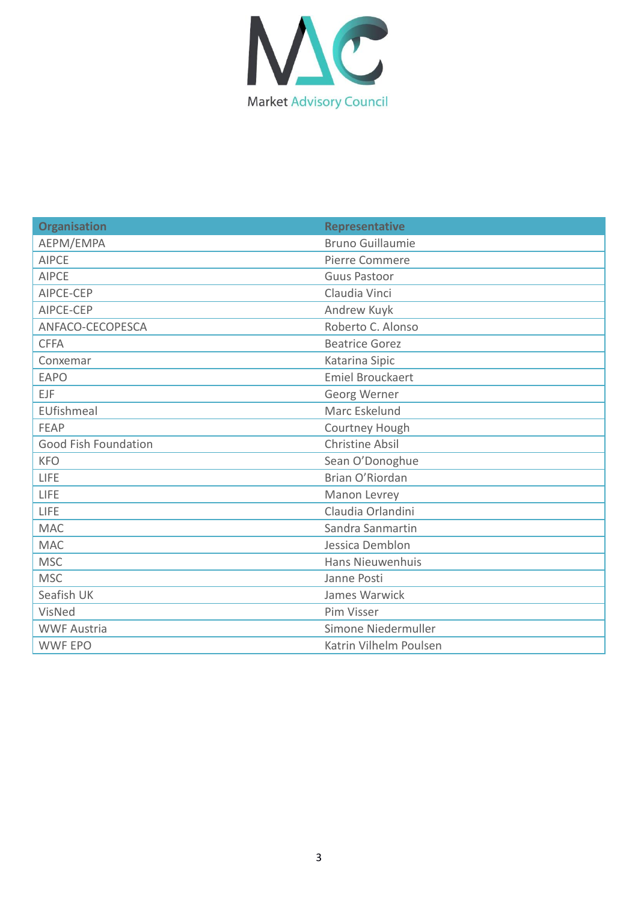| Organisation | Representative |
|---|---|
| AEPM/EMPA | Bruno Guillaumie |
| AIPCE | Pierre Commere |
| AIPCE | Guus Pastoor |
| AIPCE-CEP | Claudia Vinci |
| AIPCE-CEP | Andrew Kuyk |
| ANFACO-CECOPESCA | Roberto C. Alonso |
| CFFA | Beatrice Gorez |
| Conxemar | Katarina Sipic |
| EAPO | Emiel Brouckaert |
| EJF | Georg Werner |
| EUfishmeal | Marc Eskelund |
| FEAP | Courtney Hough |
| Good Fish Foundation | Christine Absil |
| KFO | Sean O'Donoghue |
| LIFE | Brian O'Riordan |
| LIFE | Manon Levrey |
| LIFE | Claudia Orlandini |
| MAC | Sandra Sanmartin |
| MAC | Jessica Demblon |
| MSC | Hans Nieuwenhuis |
| MSC | Janne Posti |
| Seafish UK | James Warwick |
| VisNed | Pim Visser |
| WWF Austria | Simone Niedermuller |
| WWF EPO | Katrin Vilhelm Poulsen |